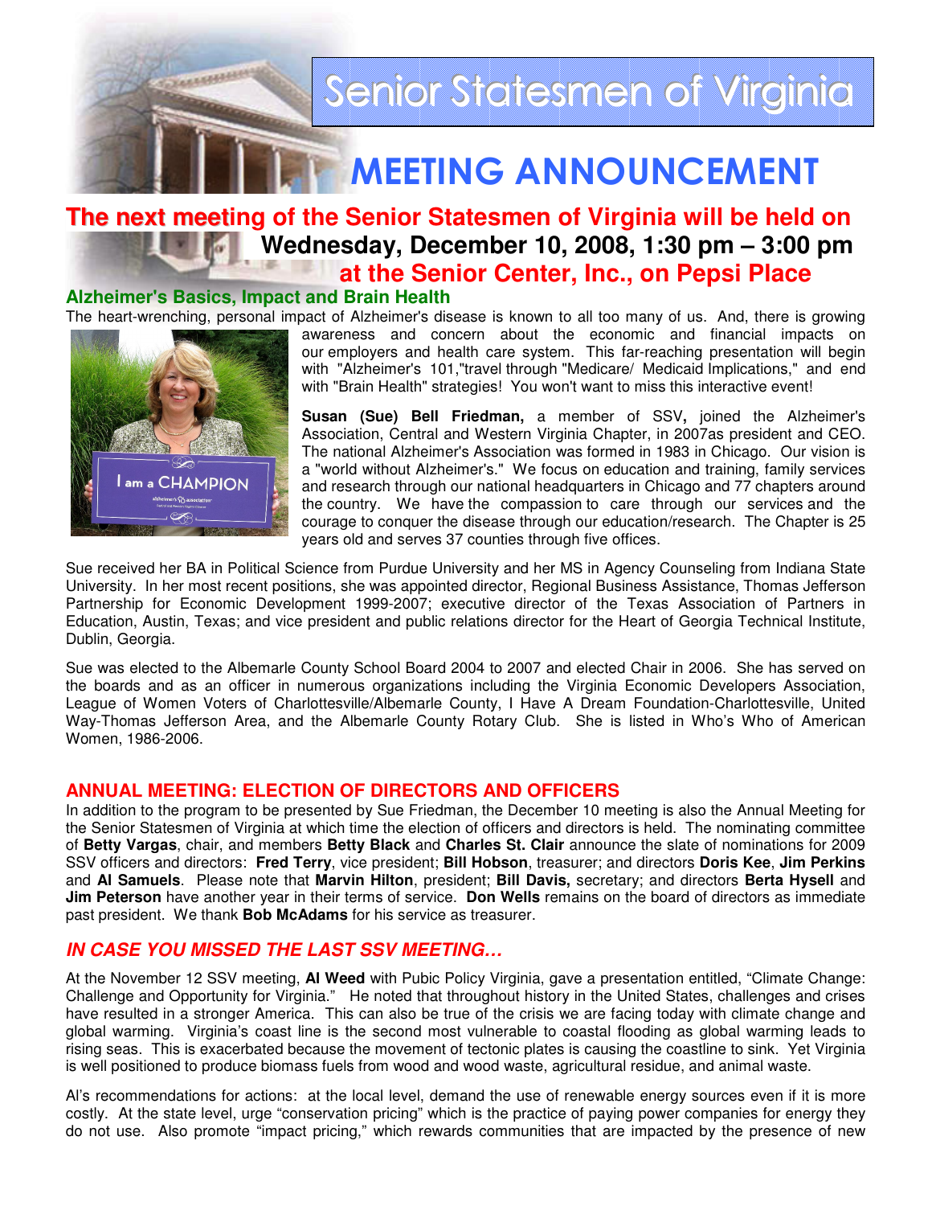# Senior Statesmen of Virginia

# MEETING ANNOUNCEMENT

## The next meeting of the Senior Statesmen of Virginia will be held on **Wednesday, December 10, 2008, 1:30 pm – 3:00 pm** at the Senior Center, Inc., on Pepsi Place

### Alzheimer's Basics, Impact and Brain Health

The heart-wrenching, personal impact of Alzheimer's disease is known to all too many of us. And, there is growing awareness and concern about the economic and financial impacts on our employers and health care system. This far-reaching presentation will begin with "Alzheimer's 101,"travel through "Medicare/ Medicaid Implications," and end with "Brain Health" strategies! You won't want to miss this interactive event!

**Susan (Sue) Bell Friedman,** a member of SSV**,** joined the Alzheimer's Association, Central and Western Virginia Chapter, in 2007as president and CEO. The national Alzheimer's Association was formed in 1983 in Chicago. Our vision is a "world without Alzheimer's." We focus on education and training, family services and research through our national headquarters in Chicago and 77 chapters around the country. We have the compassion to care through our services and the courage to conquer the disease through our education/research. The Chapter is 25 years old and serves 37 counties through five offices.

Sue received her BA in Political Science from Purdue University and her MS in Agency Counseling from Indiana State University. In her most recent positions, she was appointed director, Regional Business Assistance, Thomas Jefferson Partnership for Economic Development 1999-2007; executive director of the Texas Association of Partners in Education, Austin, Texas; and vice president and public relations director for the Heart of Georgia Technical Institute, Dublin, Georgia.

Sue was elected to the Albemarle County School Board 2004 to 2007 and elected Chair in 2006. She has served on the boards and as an officer in numerous organizations including the Virginia Economic Developers Association, League of Women Voters of Charlottesville/Albemarle County, I Have A Dream Foundation-Charlottesville, United Way-Thomas Jefferson Area, and the Albemarle County Rotary Club. She is listed in Who's Who of American Women, 1986-2006.

### ANNUAL MEETING: ELECTION OF DIRECTORS AND OFFICERS

In addition to the program to be presented by Sue Friedman, the December 10 meeting is also the Annual Meeting for the Senior Statesmen of Virginia at which time the election of officers and directors is held. The nominating committee of **Betty Vargas**, chair, and members **Betty Black** and **Charles St. Clair** announce the slate of nominations for 2009 SSV officers and directors: **Fred Terry**, vice president; **Bill Hobson**, treasurer; and directors **Doris Kee**, **Jim Perkins** and **Al Samuels**. Please note that **Marvin Hilton**, president; **Bill Davis,** secretary; and directors **Berta Hysell** and **Jim Peterson** have another year in their terms of service. **Don Wells** remains on the board of directors as immediate past president. We thank **Bob McAdams** for his service as treasurer.

### *IN CASE YOU MISSED THE LAST SSV MEETING…*

At the November 12 SSV meeting, **Al Weed** with Pubic Policy Virginia, gave a presentation entitled, "Climate Change: Challenge and Opportunity for Virginia." He noted that throughout history in the United States, challenges and crises have resulted in a stronger America. This can also be true of the crisis we are facing today with climate change and global warming. Virginia's coast line is the second most vulnerable to coastal flooding as global warming leads to rising seas. This is exacerbated because the movement of tectonic plates is causing the coastline to sink. Yet Virginia is well positioned to produce biomass fuels from wood and wood waste, agricultural residue, and animal waste.

Al's recommendations for actions: at the local level, demand the use of renewable energy sources even if it is more costly. At the state level, urge "conservation pricing" which is the practice of paying power companies for energy they do not use. Also promote "impact pricing," which rewards communities that are impacted by the presence of new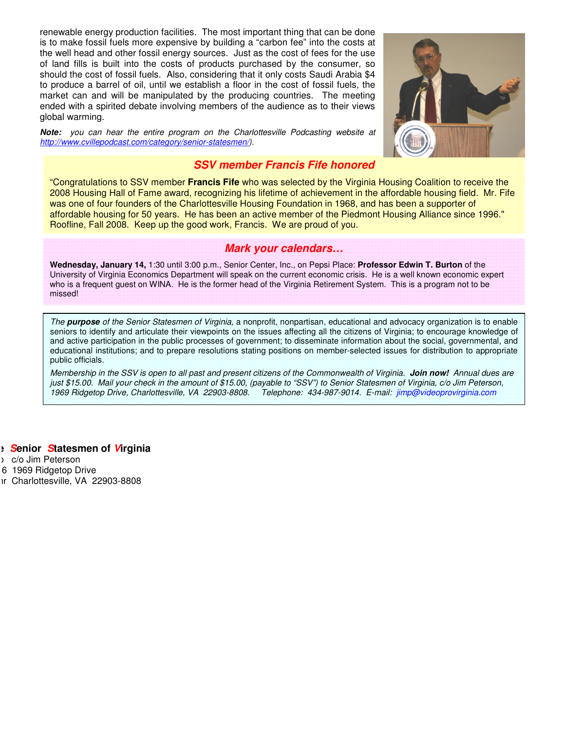renewable energy production facilities. The most important thing that can be done is to make fossil fuels more expensive by building a "carbon fee" into the costs at the well head and other fossil energy sources. Just as the cost of fees for the use of land fills is built into the costs of products purchased by the consumer, so should the cost of fossil fuels. Also, considering that it only costs Saudi Arabia $4 to produce a barrel of oil, until we establish a floor in the cost of fossil fuels, the market can and will be manipulated by the producing countries. The meeting ended with a spirited debate involving members of the audience as to their views global warming.

***Note:*** *you can hear the entire program on the Charlottesville Podcasting website at [http://www.cvillepodcast.com/category/senior-statesmen/](http://www.cvillepodcast.com/category/senior-statesmen/)).*

## *SSV member Francis Fife honored*

"Congratulations to SSV member **Francis Fife** who was selected by the Virginia Housing Coalition to receive the 2008 Housing Hall of Fame award, recognizing his lifetime of achievement in the affordable housing field. Mr. Fife was one of four founders of the Charlottesville Housing Foundation in 1968, and has been a supporter of affordable housing for 50 years. He has been an active member of the Piedmont Housing Alliance since 1996." Roofline, Fall 2008. Keep up the good work, Francis. We are proud of you.

## *Mark your calendars…*

**Wednesday, January 14,** 1:30 until 3:00 p.m., Senior Center, Inc., on Pepsi Place: **Professor Edwin T. Burton** of the University of Virginia Economics Department will speak on the current economic crisis. He is a well known economic expert who is a frequent guest on WINA. He is the former head of the Virginia Retirement System. This is a program not to be missed!

*The* ***purpose*** *of the Senior Statesmen of Virginia,* a nonprofit, nonpartisan, educational and advocacy organization is to enable seniors to identify and articulate their viewpoints on the issues affecting all the citizens of Virginia; to encourage knowledge of and active participation in the public processes of government; to disseminate information about the social, governmental, and educational institutions; and to prepare resolutions stating positions on member-selected issues for distribution to appropriate public officials.

*Membership in the SSV is open to all past and present citizens of the Commonwealth of Virginia.* ***Join now!*** *Annual dues are just $15.00. Mail your check in the amount of $15.00, (payable to "SSV") to Senior Statesmen of Virginia, c/o Jim Peterson, 1969 Ridgetop Drive, Charlottesville, VA 22903-8808. Telephone: 434-987-9014. E-mail: jimp@videoprovirginia.com*

**Senior Statesmen of Virginia**
c/o Jim Peterson
1969 Ridgetop Drive
Charlottesville, VA 22903-8808